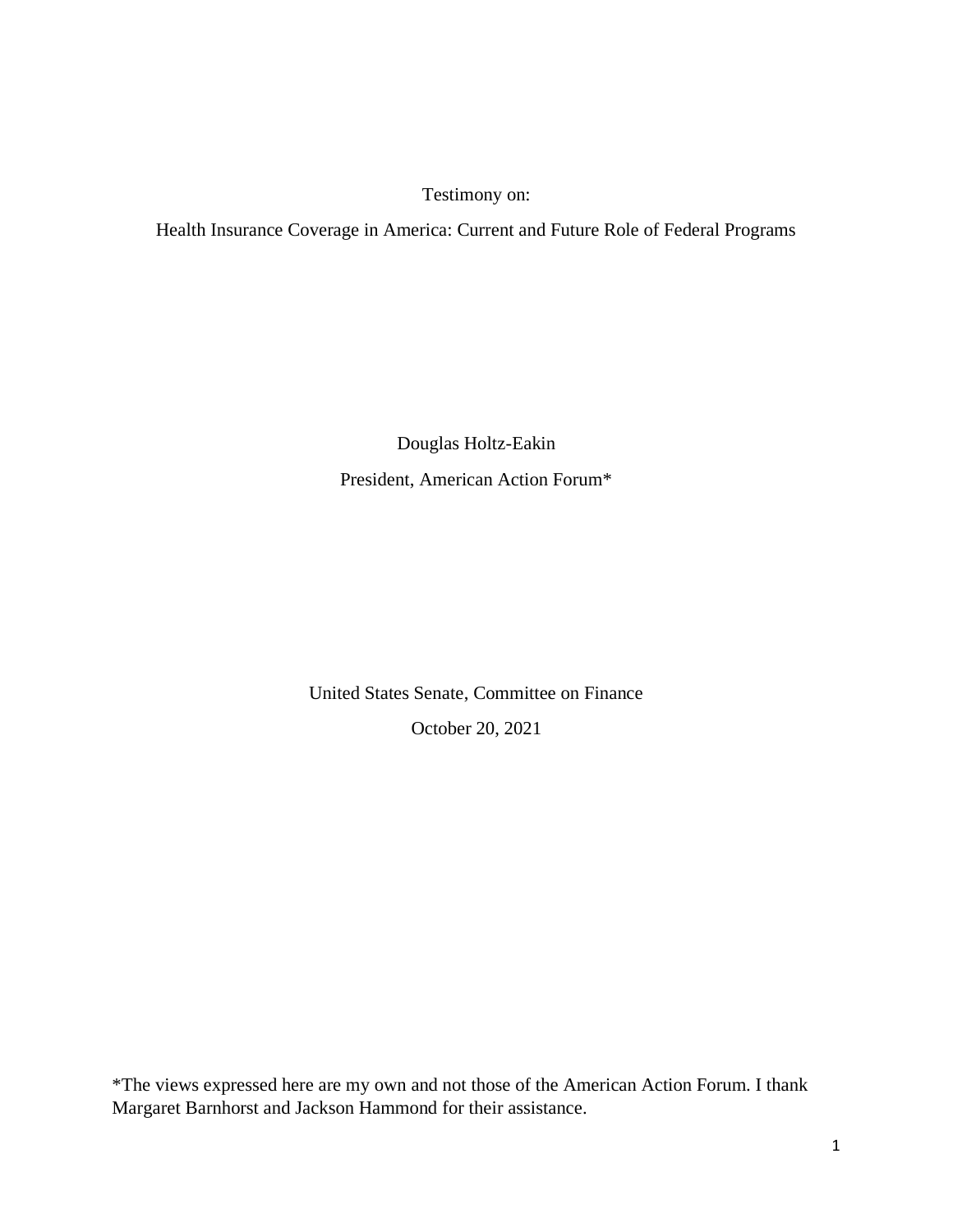Testimony on:

Health Insurance Coverage in America: Current and Future Role of Federal Programs

Douglas Holtz-Eakin

President, American Action Forum*

United States Senate, Committee on Finance

October 20, 2021

*The views expressed here are my own and not those of the American Action Forum. I thank Margaret Barnhorst and Jackson Hammond for their assistance.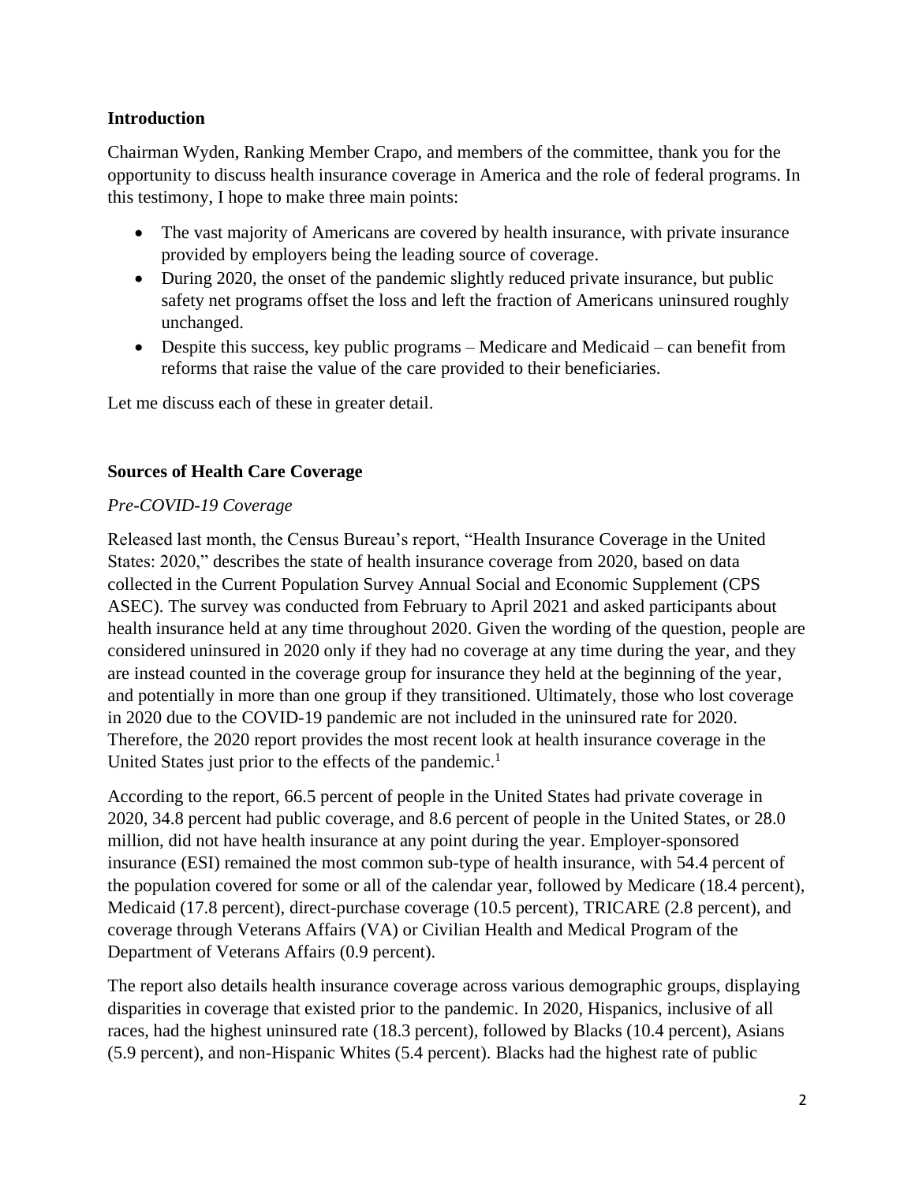## Introduction

Chairman Wyden, Ranking Member Crapo, and members of the committee, thank you for the opportunity to discuss health insurance coverage in America and the role of federal programs. In this testimony, I hope to make three main points:

- The vast majority of Americans are covered by health insurance, with private insurance provided by employers being the leading source of coverage.
- During 2020, the onset of the pandemic slightly reduced private insurance, but public safety net programs offset the loss and left the fraction of Americans uninsured roughly unchanged.
- Despite this success, key public programs – Medicare and Medicaid – can benefit from reforms that raise the value of the care provided to their beneficiaries.

Let me discuss each of these in greater detail.

## Sources of Health Care Coverage

### *Pre-COVID-19 Coverage*

Released last month, the Census Bureau's report, "Health Insurance Coverage in the United States: 2020," describes the state of health insurance coverage from 2020, based on data collected in the Current Population Survey Annual Social and Economic Supplement (CPS ASEC). The survey was conducted from February to April 2021 and asked participants about health insurance held at any time throughout 2020. Given the wording of the question, people are considered uninsured in 2020 only if they had no coverage at any time during the year, and they are instead counted in the coverage group for insurance they held at the beginning of the year, and potentially in more than one group if they transitioned. Ultimately, those who lost coverage in 2020 due to the COVID-19 pandemic are not included in the uninsured rate for 2020. Therefore, the 2020 report provides the most recent look at health insurance coverage in the United States just prior to the effects of the pandemic.[1]

According to the report, 66.5 percent of people in the United States had private coverage in 2020, 34.8 percent had public coverage, and 8.6 percent of people in the United States, or 28.0 million, did not have health insurance at any point during the year. Employer-sponsored insurance (ESI) remained the most common sub-type of health insurance, with 54.4 percent of the population covered for some or all of the calendar year, followed by Medicare (18.4 percent), Medicaid (17.8 percent), direct-purchase coverage (10.5 percent), TRICARE (2.8 percent), and coverage through Veterans Affairs (VA) or Civilian Health and Medical Program of the Department of Veterans Affairs (0.9 percent).

The report also details health insurance coverage across various demographic groups, displaying disparities in coverage that existed prior to the pandemic. In 2020, Hispanics, inclusive of all races, had the highest uninsured rate (18.3 percent), followed by Blacks (10.4 percent), Asians (5.9 percent), and non-Hispanic Whites (5.4 percent). Blacks had the highest rate of public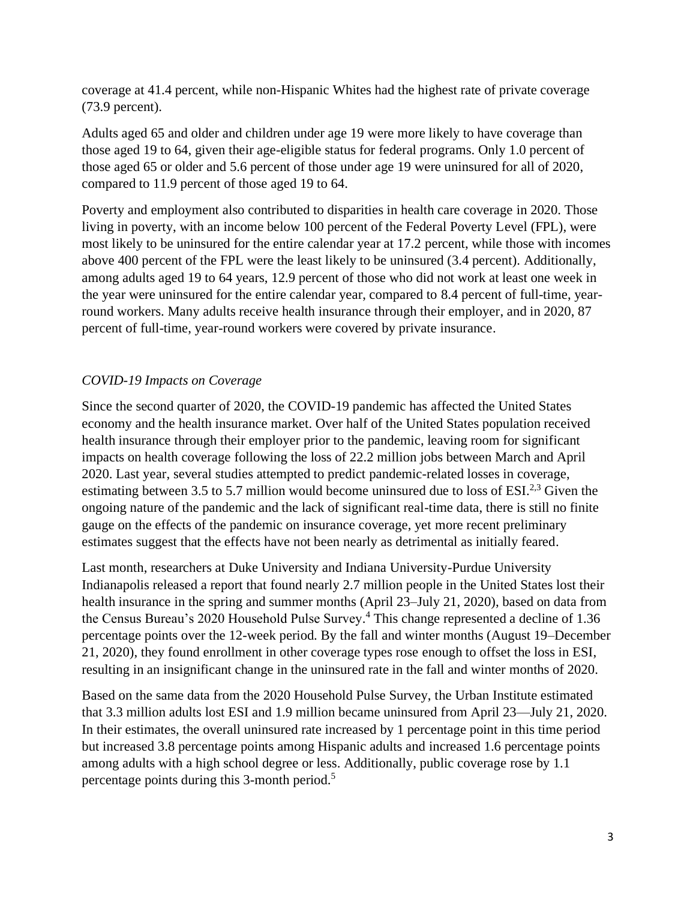coverage at 41.4 percent, while non-Hispanic Whites had the highest rate of private coverage (73.9 percent).

Adults aged 65 and older and children under age 19 were more likely to have coverage than those aged 19 to 64, given their age-eligible status for federal programs. Only 1.0 percent of those aged 65 or older and 5.6 percent of those under age 19 were uninsured for all of 2020, compared to 11.9 percent of those aged 19 to 64.

Poverty and employment also contributed to disparities in health care coverage in 2020. Those living in poverty, with an income below 100 percent of the Federal Poverty Level (FPL), were most likely to be uninsured for the entire calendar year at 17.2 percent, while those with incomes above 400 percent of the FPL were the least likely to be uninsured (3.4 percent). Additionally, among adults aged 19 to 64 years, 12.9 percent of those who did not work at least one week in the year were uninsured for the entire calendar year, compared to 8.4 percent of full-time, year-round workers. Many adults receive health insurance through their employer, and in 2020, 87 percent of full-time, year-round workers were covered by private insurance.

*COVID-19 Impacts on Coverage*

Since the second quarter of 2020, the COVID-19 pandemic has affected the United States economy and the health insurance market. Over half of the United States population received health insurance through their employer prior to the pandemic, leaving room for significant impacts on health coverage following the loss of 22.2 million jobs between March and April 2020. Last year, several studies attempted to predict pandemic-related losses in coverage, estimating between 3.5 to 5.7 million would become uninsured due to loss of ESI.[2,3] Given the ongoing nature of the pandemic and the lack of significant real-time data, there is still no finite gauge on the effects of the pandemic on insurance coverage, yet more recent preliminary estimates suggest that the effects have not been nearly as detrimental as initially feared.

Last month, researchers at Duke University and Indiana University-Purdue University Indianapolis released a report that found nearly 2.7 million people in the United States lost their health insurance in the spring and summer months (April 23–July 21, 2020), based on data from the Census Bureau's 2020 Household Pulse Survey.[4] This change represented a decline of 1.36 percentage points over the 12-week period. By the fall and winter months (August 19–December 21, 2020), they found enrollment in other coverage types rose enough to offset the loss in ESI, resulting in an insignificant change in the uninsured rate in the fall and winter months of 2020.

Based on the same data from the 2020 Household Pulse Survey, the Urban Institute estimated that 3.3 million adults lost ESI and 1.9 million became uninsured from April 23—July 21, 2020. In their estimates, the overall uninsured rate increased by 1 percentage point in this time period but increased 3.8 percentage points among Hispanic adults and increased 1.6 percentage points among adults with a high school degree or less. Additionally, public coverage rose by 1.1 percentage points during this 3-month period.[5]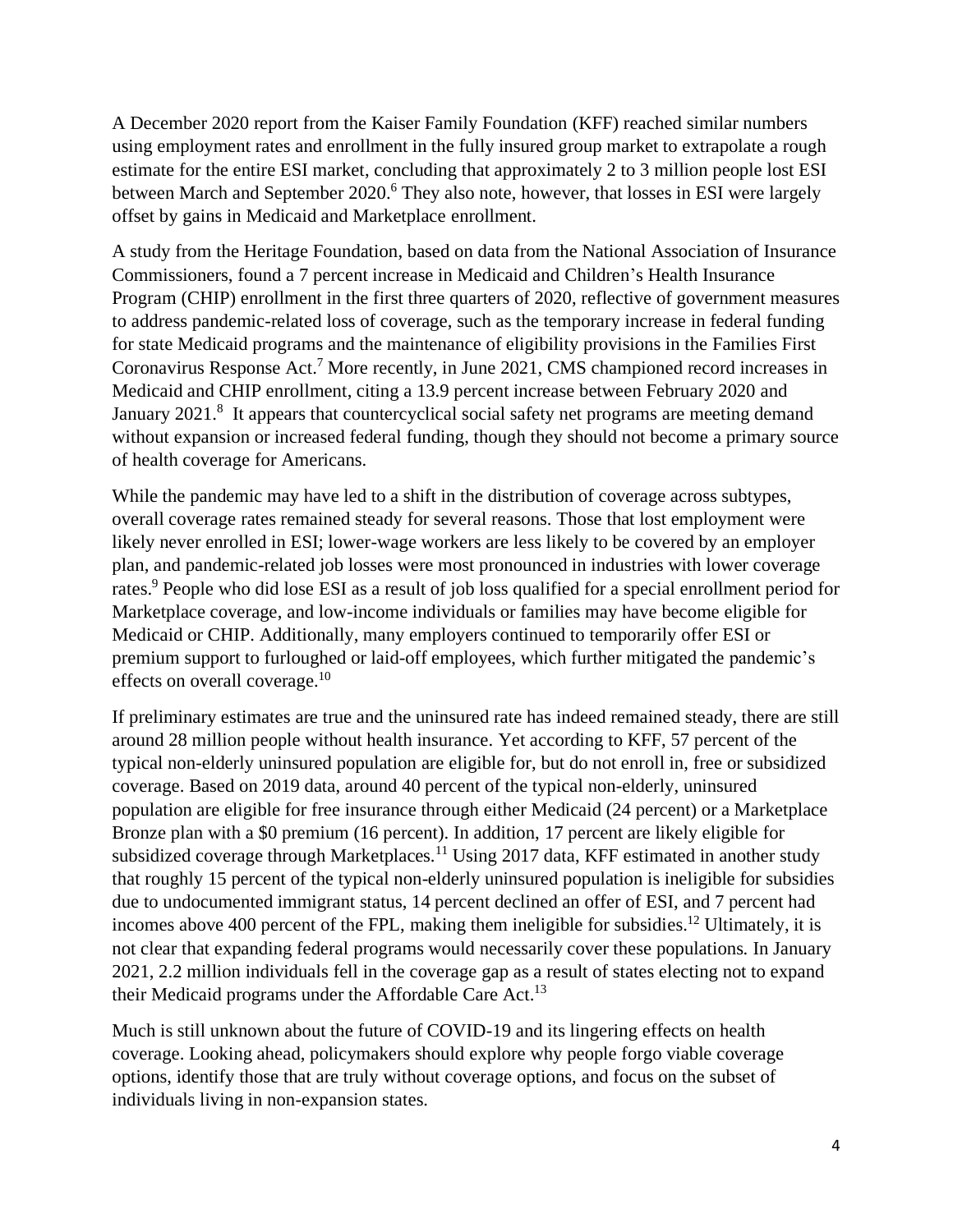A December 2020 report from the Kaiser Family Foundation (KFF) reached similar numbers using employment rates and enrollment in the fully insured group market to extrapolate a rough estimate for the entire ESI market, concluding that approximately 2 to 3 million people lost ESI between March and September 2020.[6] They also note, however, that losses in ESI were largely offset by gains in Medicaid and Marketplace enrollment.

A study from the Heritage Foundation, based on data from the National Association of Insurance Commissioners, found a 7 percent increase in Medicaid and Children's Health Insurance Program (CHIP) enrollment in the first three quarters of 2020, reflective of government measures to address pandemic-related loss of coverage, such as the temporary increase in federal funding for state Medicaid programs and the maintenance of eligibility provisions in the Families First Coronavirus Response Act.[7] More recently, in June 2021, CMS championed record increases in Medicaid and CHIP enrollment, citing a 13.9 percent increase between February 2020 and January 2021.[8] It appears that countercyclical social safety net programs are meeting demand without expansion or increased federal funding, though they should not become a primary source of health coverage for Americans.

While the pandemic may have led to a shift in the distribution of coverage across subtypes, overall coverage rates remained steady for several reasons. Those that lost employment were likely never enrolled in ESI; lower-wage workers are less likely to be covered by an employer plan, and pandemic-related job losses were most pronounced in industries with lower coverage rates.[9] People who did lose ESI as a result of job loss qualified for a special enrollment period for Marketplace coverage, and low-income individuals or families may have become eligible for Medicaid or CHIP. Additionally, many employers continued to temporarily offer ESI or premium support to furloughed or laid-off employees, which further mitigated the pandemic's effects on overall coverage.[10]

If preliminary estimates are true and the uninsured rate has indeed remained steady, there are still around 28 million people without health insurance. Yet according to KFF, 57 percent of the typical non-elderly uninsured population are eligible for, but do not enroll in, free or subsidized coverage. Based on 2019 data, around 40 percent of the typical non-elderly, uninsured population are eligible for free insurance through either Medicaid (24 percent) or a Marketplace Bronze plan with a $0 premium (16 percent). In addition, 17 percent are likely eligible for subsidized coverage through Marketplaces.[11] Using 2017 data, KFF estimated in another study that roughly 15 percent of the typical non-elderly uninsured population is ineligible for subsidies due to undocumented immigrant status, 14 percent declined an offer of ESI, and 7 percent had incomes above 400 percent of the FPL, making them ineligible for subsidies.[12] Ultimately, it is not clear that expanding federal programs would necessarily cover these populations. In January 2021, 2.2 million individuals fell in the coverage gap as a result of states electing not to expand their Medicaid programs under the Affordable Care Act.[13]

Much is still unknown about the future of COVID-19 and its lingering effects on health coverage. Looking ahead, policymakers should explore why people forgo viable coverage options, identify those that are truly without coverage options, and focus on the subset of individuals living in non-expansion states.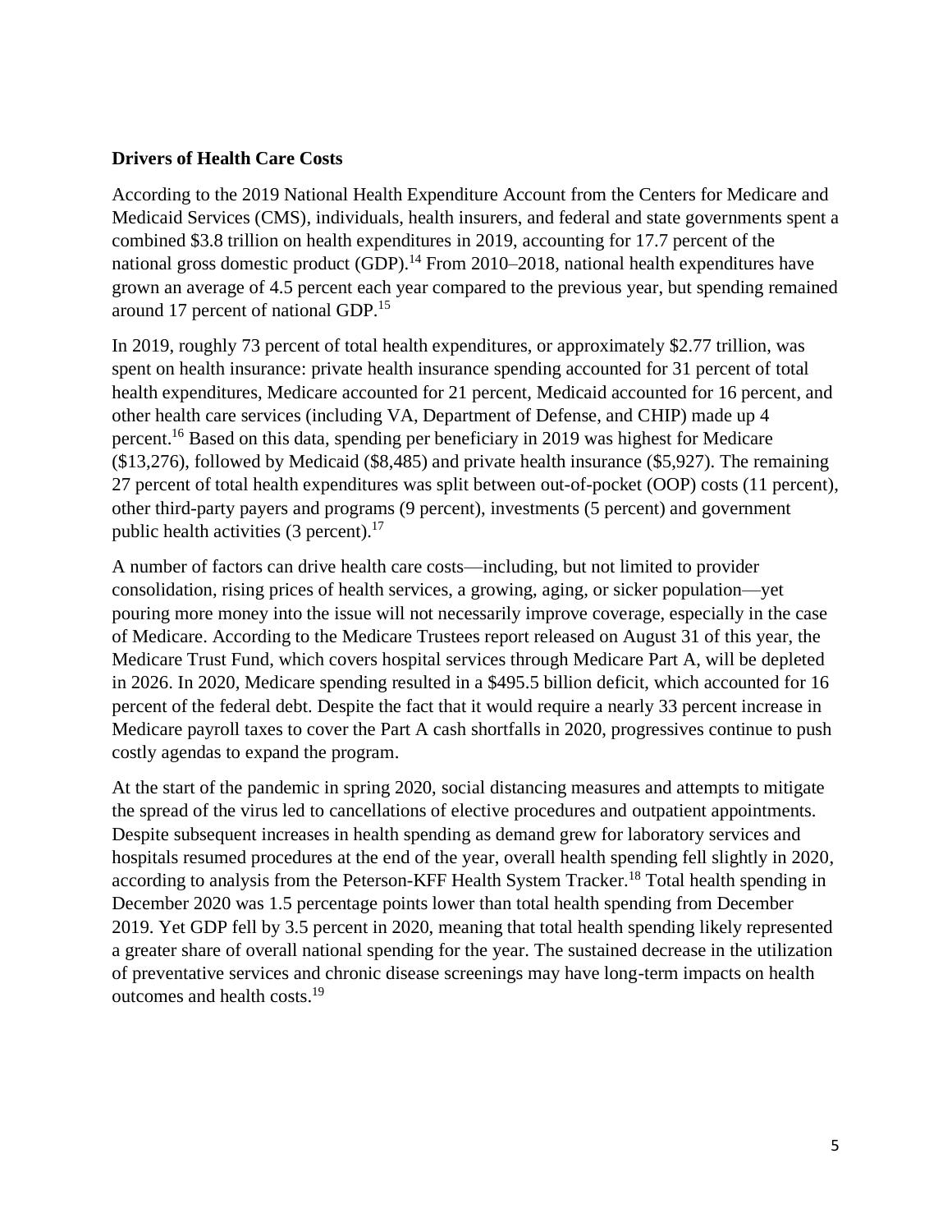**Drivers of Health Care Costs**

According to the 2019 National Health Expenditure Account from the Centers for Medicare and Medicaid Services (CMS), individuals, health insurers, and federal and state governments spent a combined $3.8 trillion on health expenditures in 2019, accounting for 17.7 percent of the national gross domestic product (GDP).[14] From 2010–2018, national health expenditures have grown an average of 4.5 percent each year compared to the previous year, but spending remained around 17 percent of national GDP.[15]

In 2019, roughly 73 percent of total health expenditures, or approximately $2.77 trillion, was spent on health insurance: private health insurance spending accounted for 31 percent of total health expenditures, Medicare accounted for 21 percent, Medicaid accounted for 16 percent, and other health care services (including VA, Department of Defense, and CHIP) made up 4 percent.[16] Based on this data, spending per beneficiary in 2019 was highest for Medicare ($13,276), followed by Medicaid ($8,485) and private health insurance ($5,927). The remaining 27 percent of total health expenditures was split between out-of-pocket (OOP) costs (11 percent), other third-party payers and programs (9 percent), investments (5 percent) and government public health activities (3 percent).[17]

A number of factors can drive health care costs—including, but not limited to provider consolidation, rising prices of health services, a growing, aging, or sicker population—yet pouring more money into the issue will not necessarily improve coverage, especially in the case of Medicare. According to the Medicare Trustees report released on August 31 of this year, the Medicare Trust Fund, which covers hospital services through Medicare Part A, will be depleted in 2026. In 2020, Medicare spending resulted in a $495.5 billion deficit, which accounted for 16 percent of the federal debt. Despite the fact that it would require a nearly 33 percent increase in Medicare payroll taxes to cover the Part A cash shortfalls in 2020, progressives continue to push costly agendas to expand the program.

At the start of the pandemic in spring 2020, social distancing measures and attempts to mitigate the spread of the virus led to cancellations of elective procedures and outpatient appointments. Despite subsequent increases in health spending as demand grew for laboratory services and hospitals resumed procedures at the end of the year, overall health spending fell slightly in 2020, according to analysis from the Peterson-KFF Health System Tracker.[18] Total health spending in December 2020 was 1.5 percentage points lower than total health spending from December 2019. Yet GDP fell by 3.5 percent in 2020, meaning that total health spending likely represented a greater share of overall national spending for the year. The sustained decrease in the utilization of preventative services and chronic disease screenings may have long-term impacts on health outcomes and health costs.[19]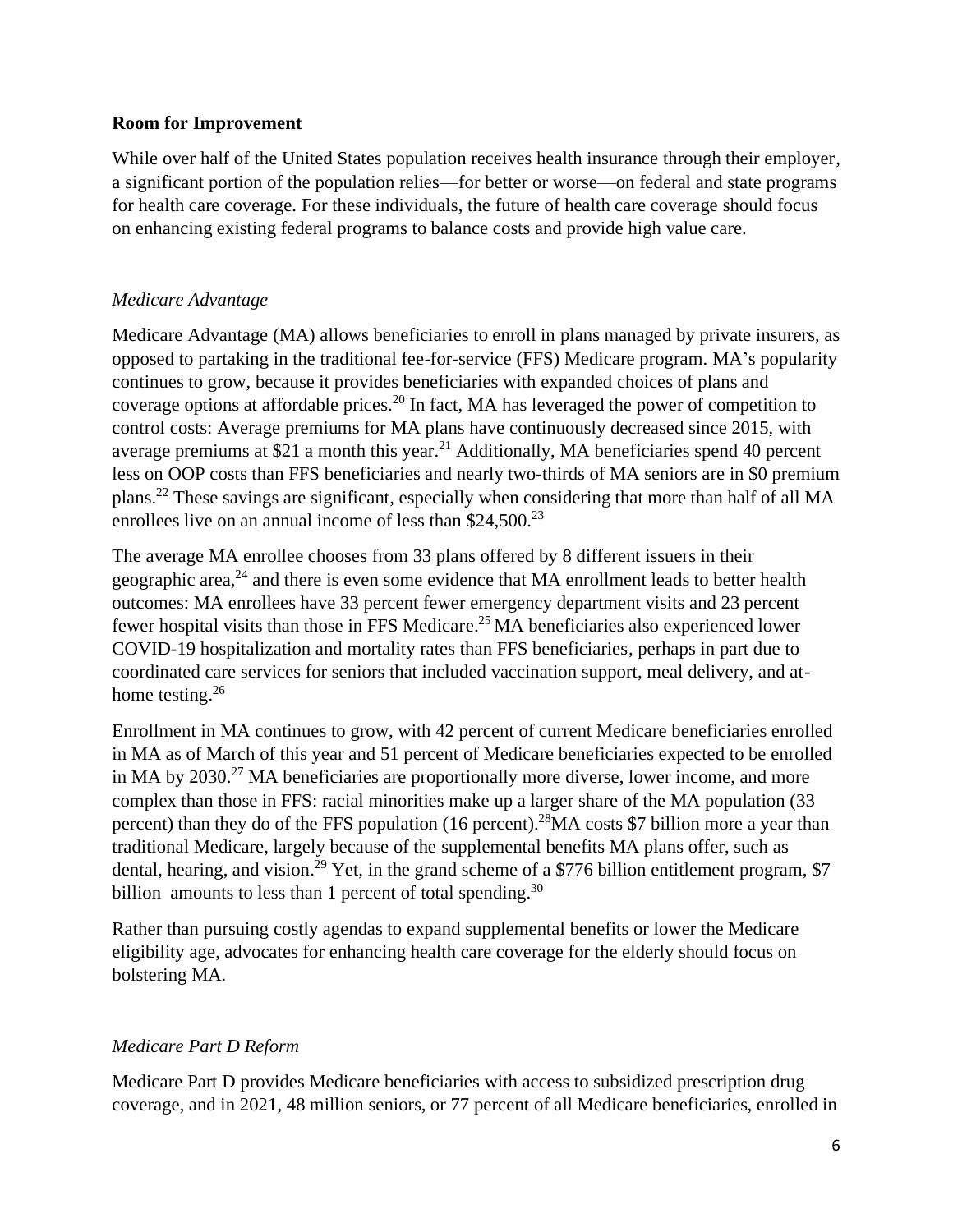**Room for Improvement**

While over half of the United States population receives health insurance through their employer, a significant portion of the population relies—for better or worse—on federal and state programs for health care coverage. For these individuals, the future of health care coverage should focus on enhancing existing federal programs to balance costs and provide high value care.

*Medicare Advantage*

Medicare Advantage (MA) allows beneficiaries to enroll in plans managed by private insurers, as opposed to partaking in the traditional fee-for-service (FFS) Medicare program. MA's popularity continues to grow, because it provides beneficiaries with expanded choices of plans and coverage options at affordable prices.[20] In fact, MA has leveraged the power of competition to control costs: Average premiums for MA plans have continuously decreased since 2015, with average premiums at $21 a month this year.[21] Additionally, MA beneficiaries spend 40 percent less on OOP costs than FFS beneficiaries and nearly two-thirds of MA seniors are in $0 premium plans.[22] These savings are significant, especially when considering that more than half of all MA enrollees live on an annual income of less than $24,500.[23]

The average MA enrollee chooses from 33 plans offered by 8 different issuers in their geographic area,[24] and there is even some evidence that MA enrollment leads to better health outcomes: MA enrollees have 33 percent fewer emergency department visits and 23 percent fewer hospital visits than those in FFS Medicare.[25] MA beneficiaries also experienced lower COVID-19 hospitalization and mortality rates than FFS beneficiaries, perhaps in part due to coordinated care services for seniors that included vaccination support, meal delivery, and at-home testing.[26]

Enrollment in MA continues to grow, with 42 percent of current Medicare beneficiaries enrolled in MA as of March of this year and 51 percent of Medicare beneficiaries expected to be enrolled in MA by 2030.[27] MA beneficiaries are proportionally more diverse, lower income, and more complex than those in FFS: racial minorities make up a larger share of the MA population (33 percent) than they do of the FFS population (16 percent).[28] MA costs $7 billion more a year than traditional Medicare, largely because of the supplemental benefits MA plans offer, such as dental, hearing, and vision.[29] Yet, in the grand scheme of a $776 billion entitlement program, $7 billion amounts to less than 1 percent of total spending.[30]

Rather than pursuing costly agendas to expand supplemental benefits or lower the Medicare eligibility age, advocates for enhancing health care coverage for the elderly should focus on bolstering MA.

*Medicare Part D Reform*

Medicare Part D provides Medicare beneficiaries with access to subsidized prescription drug coverage, and in 2021, 48 million seniors, or 77 percent of all Medicare beneficiaries, enrolled in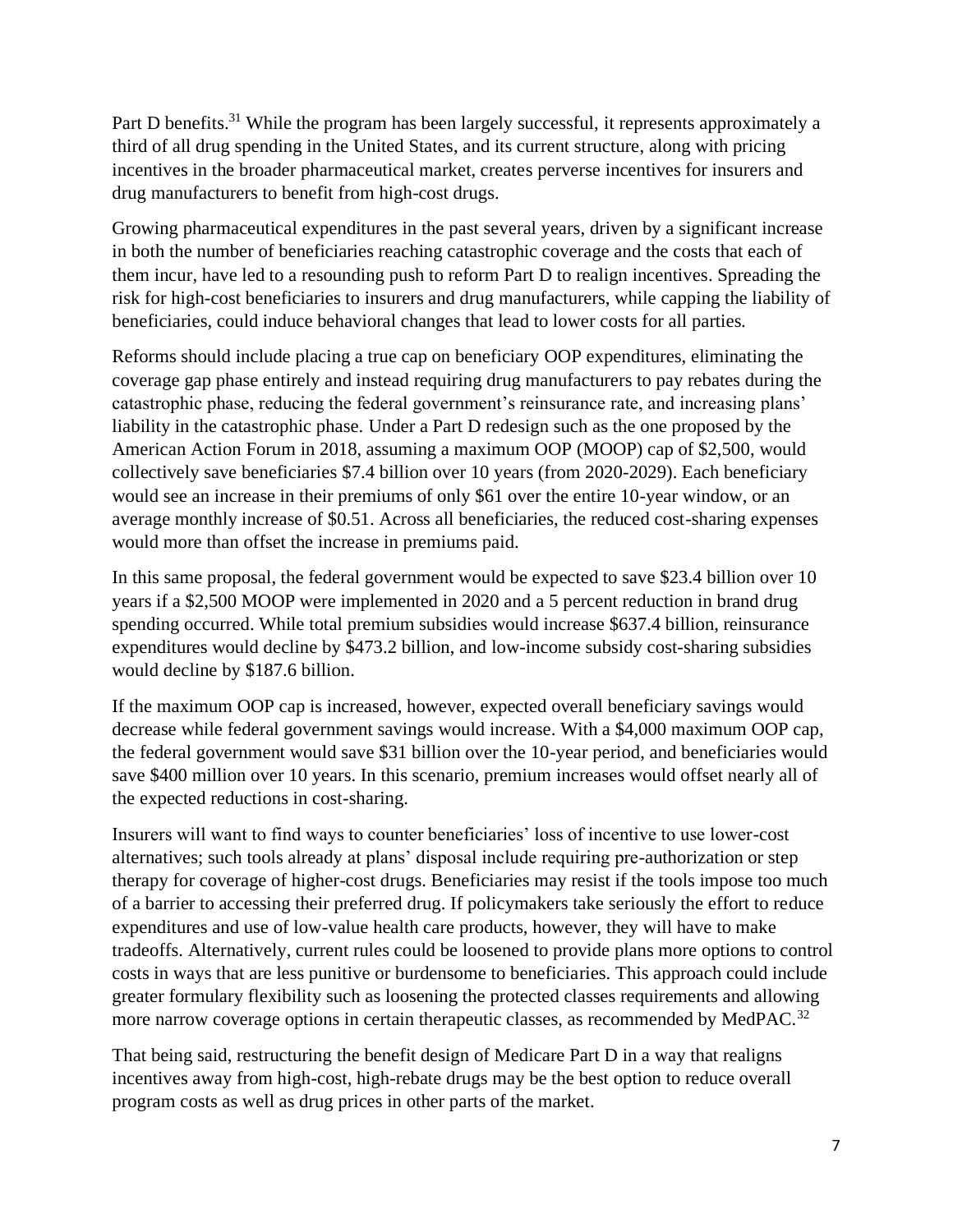Part D benefits.[31] While the program has been largely successful, it represents approximately a third of all drug spending in the United States, and its current structure, along with pricing incentives in the broader pharmaceutical market, creates perverse incentives for insurers and drug manufacturers to benefit from high-cost drugs.

Growing pharmaceutical expenditures in the past several years, driven by a significant increase in both the number of beneficiaries reaching catastrophic coverage and the costs that each of them incur, have led to a resounding push to reform Part D to realign incentives. Spreading the risk for high-cost beneficiaries to insurers and drug manufacturers, while capping the liability of beneficiaries, could induce behavioral changes that lead to lower costs for all parties.

Reforms should include placing a true cap on beneficiary OOP expenditures, eliminating the coverage gap phase entirely and instead requiring drug manufacturers to pay rebates during the catastrophic phase, reducing the federal government's reinsurance rate, and increasing plans' liability in the catastrophic phase. Under a Part D redesign such as the one proposed by the American Action Forum in 2018, assuming a maximum OOP (MOOP) cap of $2,500, would collectively save beneficiaries $7.4 billion over 10 years (from 2020-2029). Each beneficiary would see an increase in their premiums of only $61 over the entire 10-year window, or an average monthly increase of $0.51. Across all beneficiaries, the reduced cost-sharing expenses would more than offset the increase in premiums paid.

In this same proposal, the federal government would be expected to save $23.4 billion over 10 years if a $2,500 MOOP were implemented in 2020 and a 5 percent reduction in brand drug spending occurred. While total premium subsidies would increase $637.4 billion, reinsurance expenditures would decline by $473.2 billion, and low-income subsidy cost-sharing subsidies would decline by $187.6 billion.

If the maximum OOP cap is increased, however, expected overall beneficiary savings would decrease while federal government savings would increase. With a $4,000 maximum OOP cap, the federal government would save $31 billion over the 10-year period, and beneficiaries would save $400 million over 10 years. In this scenario, premium increases would offset nearly all of the expected reductions in cost-sharing.

Insurers will want to find ways to counter beneficiaries' loss of incentive to use lower-cost alternatives; such tools already at plans' disposal include requiring pre-authorization or step therapy for coverage of higher-cost drugs. Beneficiaries may resist if the tools impose too much of a barrier to accessing their preferred drug. If policymakers take seriously the effort to reduce expenditures and use of low-value health care products, however, they will have to make tradeoffs. Alternatively, current rules could be loosened to provide plans more options to control costs in ways that are less punitive or burdensome to beneficiaries. This approach could include greater formulary flexibility such as loosening the protected classes requirements and allowing more narrow coverage options in certain therapeutic classes, as recommended by MedPAC.[32]

That being said, restructuring the benefit design of Medicare Part D in a way that realigns incentives away from high-cost, high-rebate drugs may be the best option to reduce overall program costs as well as drug prices in other parts of the market.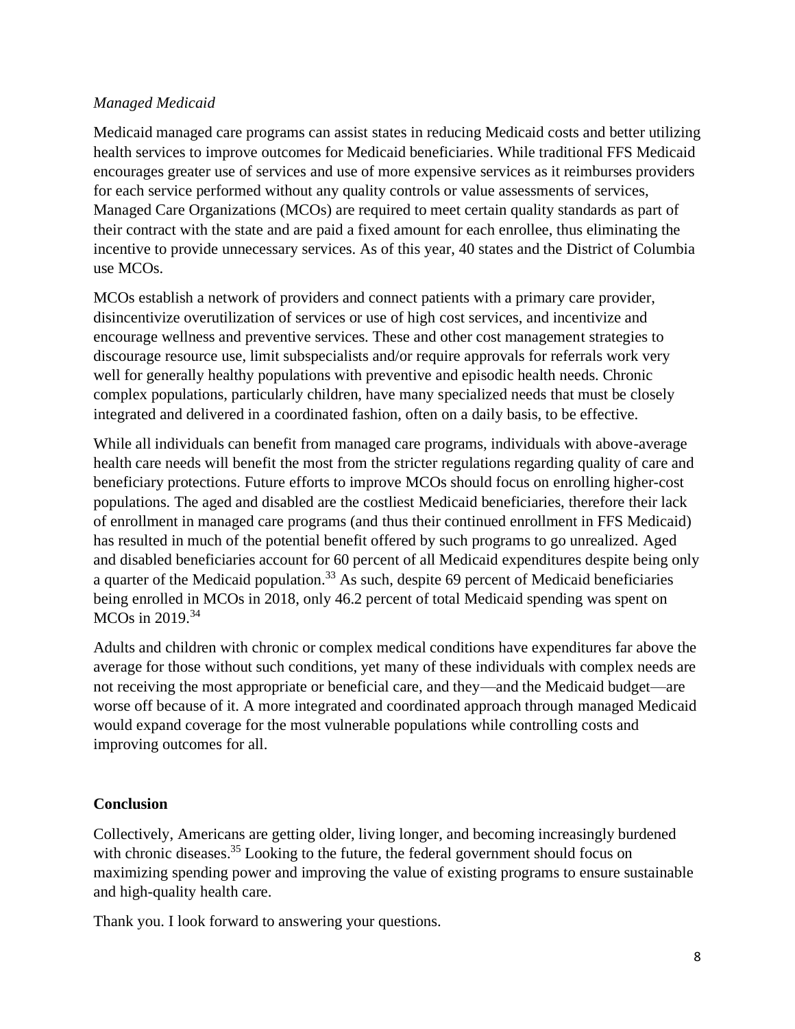*Managed Medicaid*

Medicaid managed care programs can assist states in reducing Medicaid costs and better utilizing health services to improve outcomes for Medicaid beneficiaries. While traditional FFS Medicaid encourages greater use of services and use of more expensive services as it reimburses providers for each service performed without any quality controls or value assessments of services, Managed Care Organizations (MCOs) are required to meet certain quality standards as part of their contract with the state and are paid a fixed amount for each enrollee, thus eliminating the incentive to provide unnecessary services. As of this year, 40 states and the District of Columbia use MCOs.

MCOs establish a network of providers and connect patients with a primary care provider, disincentivize overutilization of services or use of high cost services, and incentivize and encourage wellness and preventive services. These and other cost management strategies to discourage resource use, limit subspecialists and/or require approvals for referrals work very well for generally healthy populations with preventive and episodic health needs. Chronic complex populations, particularly children, have many specialized needs that must be closely integrated and delivered in a coordinated fashion, often on a daily basis, to be effective.

While all individuals can benefit from managed care programs, individuals with above-average health care needs will benefit the most from the stricter regulations regarding quality of care and beneficiary protections. Future efforts to improve MCOs should focus on enrolling higher-cost populations. The aged and disabled are the costliest Medicaid beneficiaries, therefore their lack of enrollment in managed care programs (and thus their continued enrollment in FFS Medicaid) has resulted in much of the potential benefit offered by such programs to go unrealized. Aged and disabled beneficiaries account for 60 percent of all Medicaid expenditures despite being only a quarter of the Medicaid population.[33] As such, despite 69 percent of Medicaid beneficiaries being enrolled in MCOs in 2018, only 46.2 percent of total Medicaid spending was spent on MCOs in 2019.[34]

Adults and children with chronic or complex medical conditions have expenditures far above the average for those without such conditions, yet many of these individuals with complex needs are not receiving the most appropriate or beneficial care, and they—and the Medicaid budget—are worse off because of it. A more integrated and coordinated approach through managed Medicaid would expand coverage for the most vulnerable populations while controlling costs and improving outcomes for all.

**Conclusion**

Collectively, Americans are getting older, living longer, and becoming increasingly burdened with chronic diseases.[35] Looking to the future, the federal government should focus on maximizing spending power and improving the value of existing programs to ensure sustainable and high-quality health care.

Thank you. I look forward to answering your questions.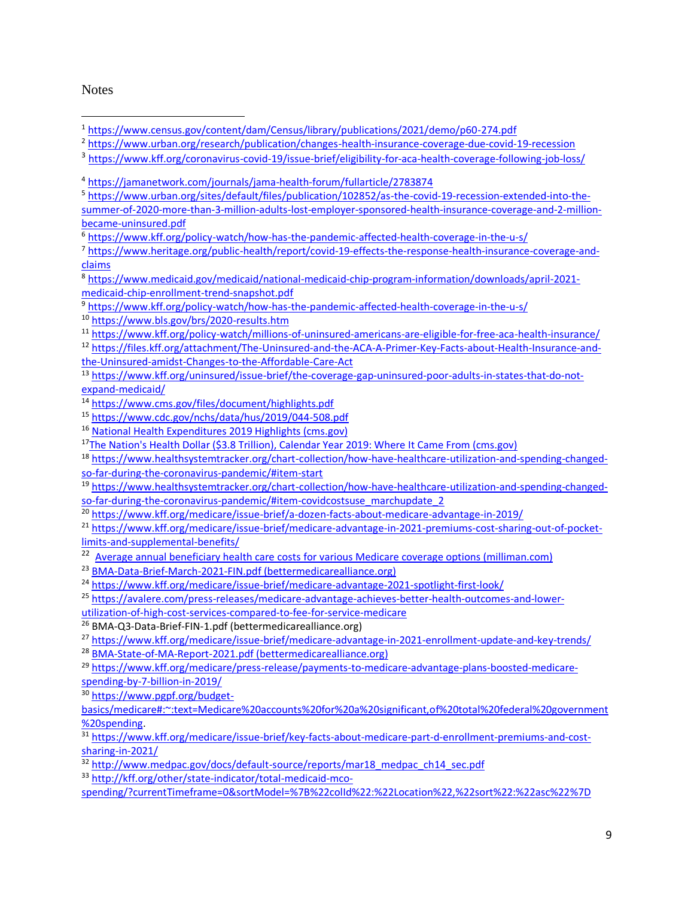Notes

---

[1] https://www.census.gov/content/dam/Census/library/publications/2021/demo/p60-274.pdf

[2] https://www.urban.org/research/publication/changes-health-insurance-coverage-due-covid-19-recession

[3] https://www.kff.org/coronavirus-covid-19/issue-brief/eligibility-for-aca-health-coverage-following-job-loss/

[4] https://jamanetwork.com/journals/jama-health-forum/fullarticle/2783874

[5] https://www.urban.org/sites/default/files/publication/102852/as-the-covid-19-recession-extended-into-the-summer-of-2020-more-than-3-million-adults-lost-employer-sponsored-health-insurance-coverage-and-2-million-became-uninsured.pdf

[6] https://www.kff.org/policy-watch/how-has-the-pandemic-affected-health-coverage-in-the-u-s/

[7] https://www.heritage.org/public-health/report/covid-19-effects-the-response-health-insurance-coverage-and-claims

[8] https://www.medicaid.gov/medicaid/national-medicaid-chip-program-information/downloads/april-2021-medicaid-chip-enrollment-trend-snapshot.pdf

[9] https://www.kff.org/policy-watch/how-has-the-pandemic-affected-health-coverage-in-the-u-s/

[10] https://www.bls.gov/brs/2020-results.htm

[11] https://www.kff.org/policy-watch/millions-of-uninsured-americans-are-eligible-for-free-aca-health-insurance/

[12] https://files.kff.org/attachment/The-Uninsured-and-the-ACA-A-Primer-Key-Facts-about-Health-Insurance-and-the-Uninsured-amidst-Changes-to-the-Affordable-Care-Act

[13] https://www.kff.org/uninsured/issue-brief/the-coverage-gap-uninsured-poor-adults-in-states-that-do-not-expand-medicaid/

[14] https://www.cms.gov/files/document/highlights.pdf

[15] https://www.cdc.gov/nchs/data/hus/2019/044-508.pdf

[16] National Health Expenditures 2019 Highlights (cms.gov)

[17] The Nation's Health Dollar ($3.8 Trillion), Calendar Year 2019: Where It Came From (cms.gov)

[18] https://www.healthsystemtracker.org/chart-collection/how-have-healthcare-utilization-and-spending-changed-so-far-during-the-coronavirus-pandemic/#item-start

[19] https://www.healthsystemtracker.org/chart-collection/how-have-healthcare-utilization-and-spending-changed-so-far-during-the-coronavirus-pandemic/#item-covidcostsuse_marchupdate_2

[20] https://www.kff.org/medicare/issue-brief/a-dozen-facts-about-medicare-advantage-in-2019/

[21] https://www.kff.org/medicare/issue-brief/medicare-advantage-in-2021-premiums-cost-sharing-out-of-pocket-limits-and-supplemental-benefits/

[22] Average annual beneficiary health care costs for various Medicare coverage options (milliman.com)

[23] BMA-Data-Brief-March-2021-FIN.pdf (bettermedicarealliance.org)

[24] https://www.kff.org/medicare/issue-brief/medicare-advantage-2021-spotlight-first-look/

[25] https://avalere.com/press-releases/medicare-advantage-achieves-better-health-outcomes-and-lower-utilization-of-high-cost-services-compared-to-fee-for-service-medicare

[26] BMA-Q3-Data-Brief-FIN-1.pdf (bettermedicarealliance.org)

[27] https://www.kff.org/medicare/issue-brief/medicare-advantage-in-2021-enrollment-update-and-key-trends/

[28] BMA-State-of-MA-Report-2021.pdf (bettermedicarealliance.org)

[29] https://www.kff.org/medicare/press-release/payments-to-medicare-advantage-plans-boosted-medicare-spending-by-7-billion-in-2019/

[30] https://www.pgpf.org/budget-basics/medicare#:~:text=Medicare%20accounts%20for%20a%20significant,of%20total%20federal%20government%20spending.

[31] https://www.kff.org/medicare/issue-brief/key-facts-about-medicare-part-d-enrollment-premiums-and-cost-sharing-in-2021/

[32] http://www.medpac.gov/docs/default-source/reports/mar18_medpac_ch14_sec.pdf

[33] http://kff.org/other/state-indicator/total-medicaid-mco-spending/?currentTimeframe=0&sortModel=%7B%22colId%22:%22Location%22,%22sort%22:%22asc%22%7D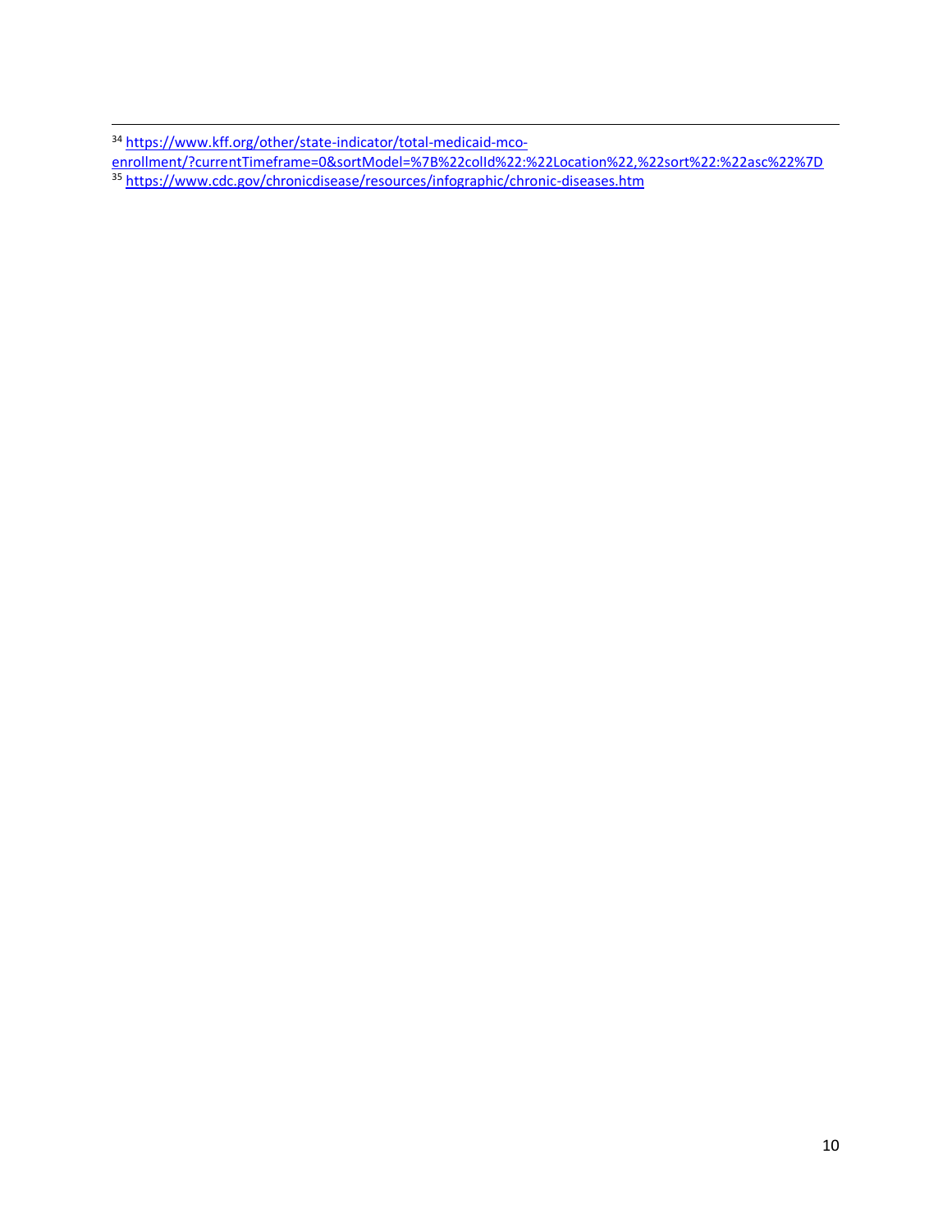[34] https://www.kff.org/other/state-indicator/total-medicaid-mco-enrollment/?currentTimeframe=0&sortModel=%7B%22colId%22:%22Location%22,%22sort%22:%22asc%22%7D

[35] https://www.cdc.gov/chronicdisease/resources/infographic/chronic-diseases.htm